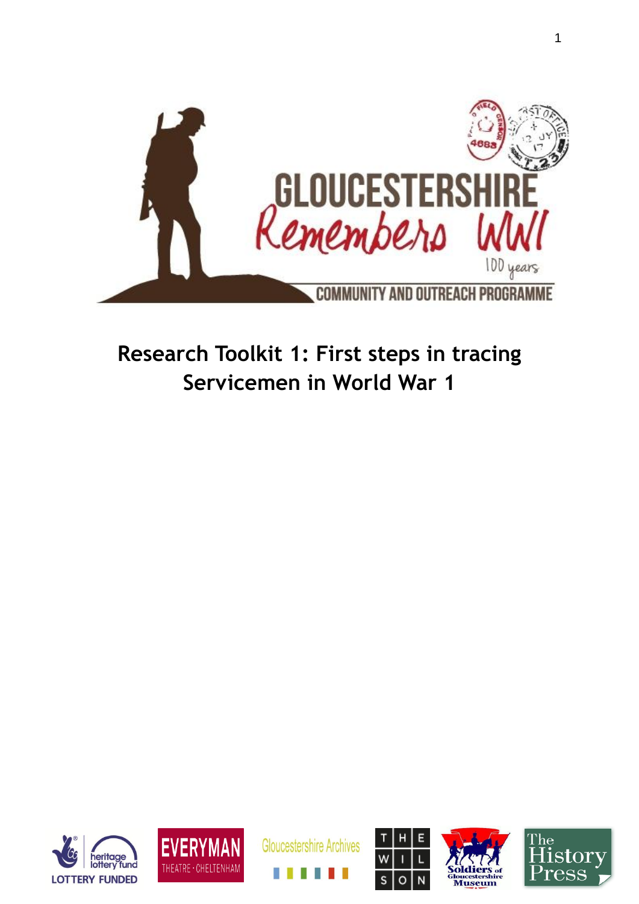GLOUCESTERSHIRE

Remembers WWI

100 years

COMMUNITY AND OUTREACH PROGRAMME

# Research Toolkit 1: First steps in tracing Servicemen in World War 1

heritage lottery fund LOTTERY FUNDED

EVERYMAN THEATRE · CHELTENHAM

Gloucestershire Archives

THE WILSON

Soldiers of Gloucestershire Museum

The History Press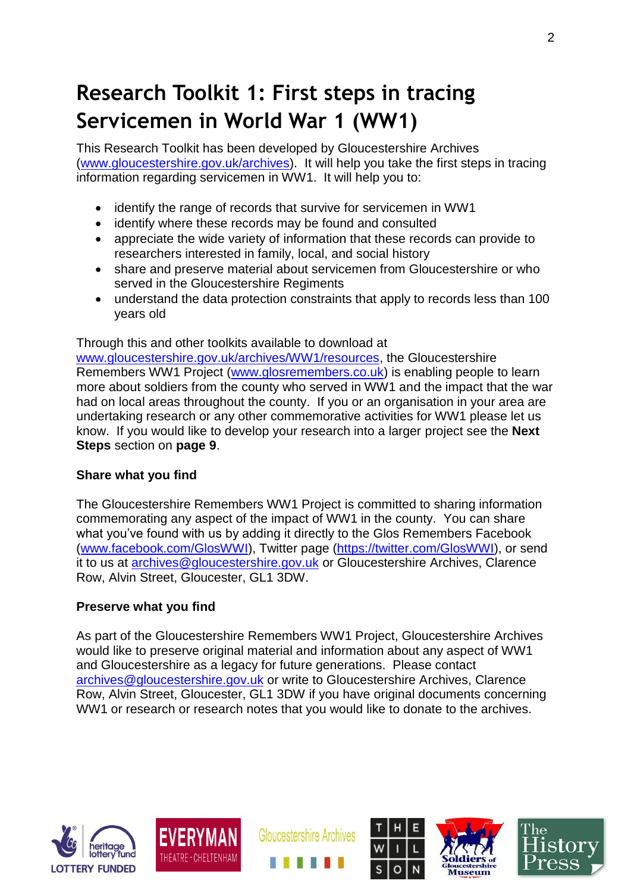# Research Toolkit 1: First steps in tracing Servicemen in World War 1 (WW1)

This Research Toolkit has been developed by Gloucestershire Archives (www.gloucestershire.gov.uk/archives). It will help you take the first steps in tracing information regarding servicemen in WW1. It will help you to:

- identify the range of records that survive for servicemen in WW1
- identify where these records may be found and consulted
- appreciate the wide variety of information that these records can provide to researchers interested in family, local, and social history
- share and preserve material about servicemen from Gloucestershire or who served in the Gloucestershire Regiments
- understand the data protection constraints that apply to records less than 100 years old

Through this and other toolkits available to download at www.gloucestershire.gov.uk/archives/WW1/resources, the Gloucestershire Remembers WW1 Project (www.glosremembers.co.uk) is enabling people to learn more about soldiers from the county who served in WW1 and the impact that the war had on local areas throughout the county. If you or an organisation in your area are undertaking research or any other commemorative activities for WW1 please let us know. If you would like to develop your research into a larger project see the **Next Steps** section on **page 9**.

**Share what you find**

The Gloucestershire Remembers WW1 Project is committed to sharing information commemorating any aspect of the impact of WW1 in the county. You can share what you've found with us by adding it directly to the Glos Remembers Facebook (www.facebook.com/GlosWWI), Twitter page (https://twitter.com/GlosWWI), or send it to us at archives@gloucestershire.gov.uk or Gloucestershire Archives, Clarence Row, Alvin Street, Gloucester, GL1 3DW.

**Preserve what you find**

As part of the Gloucestershire Remembers WW1 Project, Gloucestershire Archives would like to preserve original material and information about any aspect of WW1 and Gloucestershire as a legacy for future generations. Please contact archives@gloucestershire.gov.uk or write to Gloucestershire Archives, Clarence Row, Alvin Street, Gloucester, GL1 3DW if you have original documents concerning WW1 or research or research notes that you would like to donate to the archives.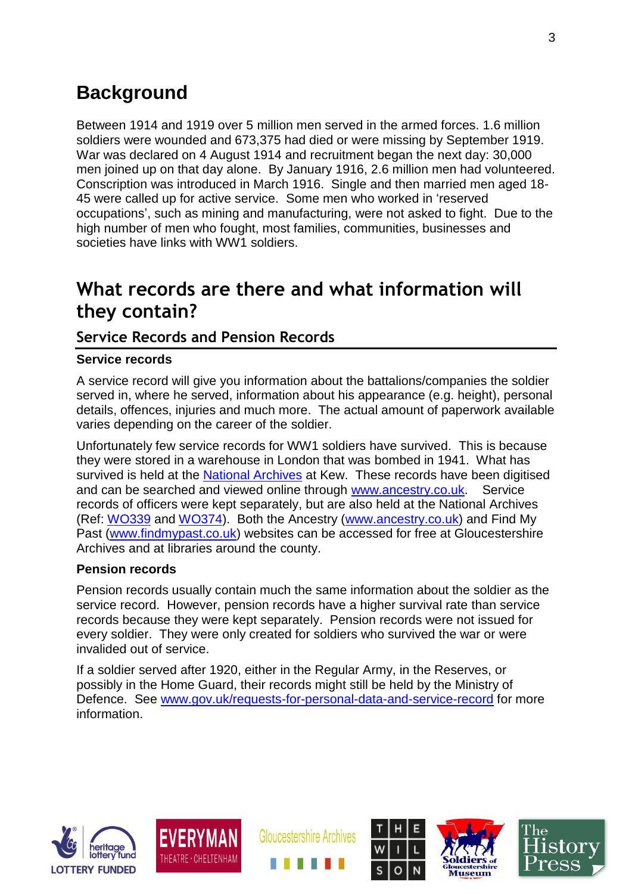# Background

Between 1914 and 1919 over 5 million men served in the armed forces. 1.6 million soldiers were wounded and 673,375 had died or were missing by September 1919. War was declared on 4 August 1914 and recruitment began the next day: 30,000 men joined up on that day alone. By January 1916, 2.6 million men had volunteered. Conscription was introduced in March 1916. Single and then married men aged 18-45 were called up for active service. Some men who worked in 'reserved occupations', such as mining and manufacturing, were not asked to fight. Due to the high number of men who fought, most families, communities, businesses and societies have links with WW1 soldiers.

# What records are there and what information will they contain?

## Service Records and Pension Records

### Service records

A service record will give you information about the battalions/companies the soldier served in, where he served, information about his appearance (e.g. height), personal details, offences, injuries and much more. The actual amount of paperwork available varies depending on the career of the soldier.

Unfortunately few service records for WW1 soldiers have survived. This is because they were stored in a warehouse in London that was bombed in 1941. What has survived is held at the [National Archives](National Archives) at Kew. These records have been digitised and can be searched and viewed online through [www.ancestry.co.uk](www.ancestry.co.uk). Service records of officers were kept separately, but are also held at the National Archives (Ref: [WO339](WO339) and [WO374](WO374)). Both the Ancestry ([www.ancestry.co.uk](www.ancestry.co.uk)) and Find My Past ([www.findmypast.co.uk](www.findmypast.co.uk)) websites can be accessed for free at Gloucestershire Archives and at libraries around the county.

### Pension records

Pension records usually contain much the same information about the soldier as the service record. However, pension records have a higher survival rate than service records because they were kept separately. Pension records were not issued for every soldier. They were only created for soldiers who survived the war or were invalided out of service.

If a soldier served after 1920, either in the Regular Army, in the Reserves, or possibly in the Home Guard, their records might still be held by the Ministry of Defence. See [www.gov.uk/requests-for-personal-data-and-service-record](www.gov.uk/requests-for-personal-data-and-service-record) for more information.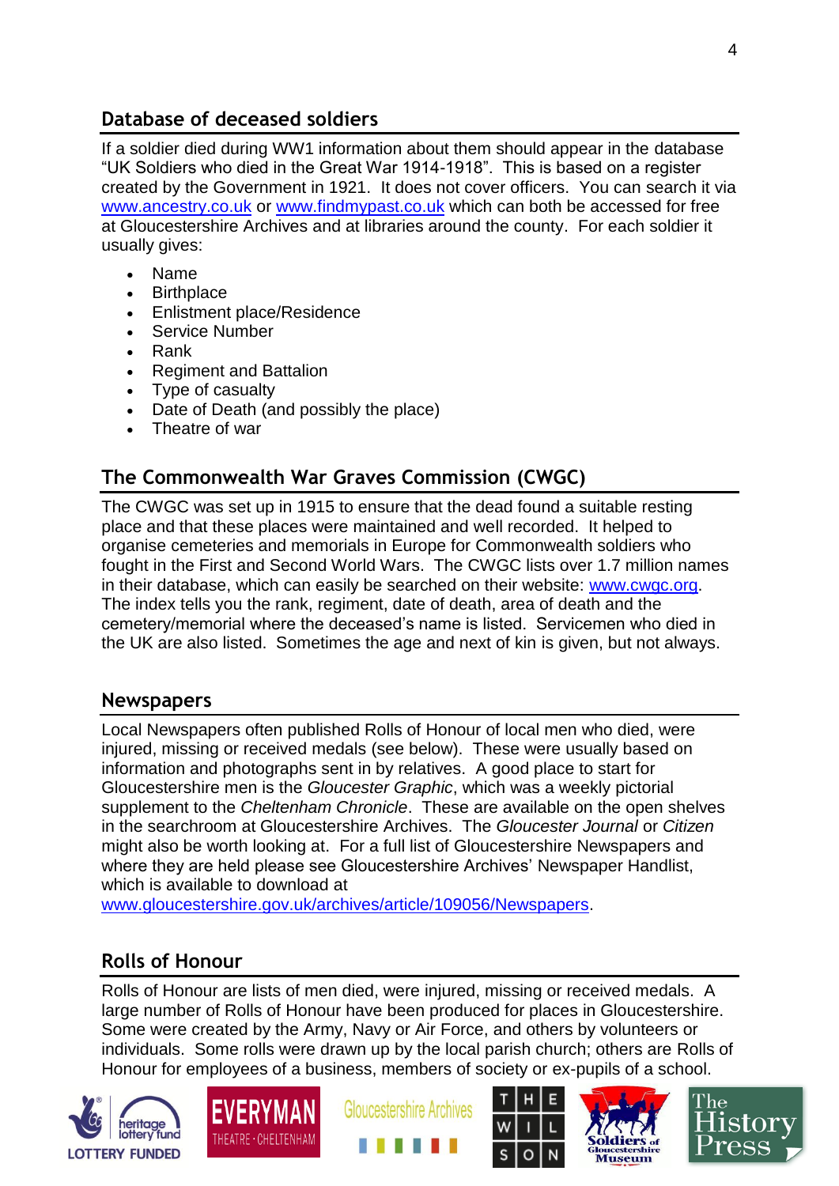## Database of deceased soldiers

If a soldier died during WW1 information about them should appear in the database "UK Soldiers who died in the Great War 1914-1918". This is based on a register created by the Government in 1921. It does not cover officers. You can search it via [www.ancestry.co.uk](http://www.ancestry.co.uk) or [www.findmypast.co.uk](http://www.findmypast.co.uk) which can both be accessed for free at Gloucestershire Archives and at libraries around the county. For each soldier it usually gives:

- Name
- Birthplace
- Enlistment place/Residence
- Service Number
- Rank
- Regiment and Battalion
- Type of casualty
- Date of Death (and possibly the place)
- Theatre of war

## The Commonwealth War Graves Commission (CWGC)

The CWGC was set up in 1915 to ensure that the dead found a suitable resting place and that these places were maintained and well recorded. It helped to organise cemeteries and memorials in Europe for Commonwealth soldiers who fought in the First and Second World Wars. The CWGC lists over 1.7 million names in their database, which can easily be searched on their website: [www.cwgc.org](http://www.cwgc.org). The index tells you the rank, regiment, date of death, area of death and the cemetery/memorial where the deceased's name is listed. Servicemen who died in the UK are also listed. Sometimes the age and next of kin is given, but not always.

## Newspapers

Local Newspapers often published Rolls of Honour of local men who died, were injured, missing or received medals (see below). These were usually based on information and photographs sent in by relatives. A good place to start for Gloucestershire men is the *Gloucester Graphic*, which was a weekly pictorial supplement to the *Cheltenham Chronicle*. These are available on the open shelves in the searchroom at Gloucestershire Archives. The *Gloucester Journal* or *Citizen* might also be worth looking at. For a full list of Gloucestershire Newspapers and where they are held please see Gloucestershire Archives' Newspaper Handlist, which is available to download at [www.gloucestershire.gov.uk/archives/article/109056/Newspapers](http://www.gloucestershire.gov.uk/archives/article/109056/Newspapers).

## Rolls of Honour

Rolls of Honour are lists of men died, were injured, missing or received medals. A large number of Rolls of Honour have been produced for places in Gloucestershire. Some were created by the Army, Navy or Air Force, and others by volunteers or individuals. Some rolls were drawn up by the local parish church; others are Rolls of Honour for employees of a business, members of society or ex-pupils of a school.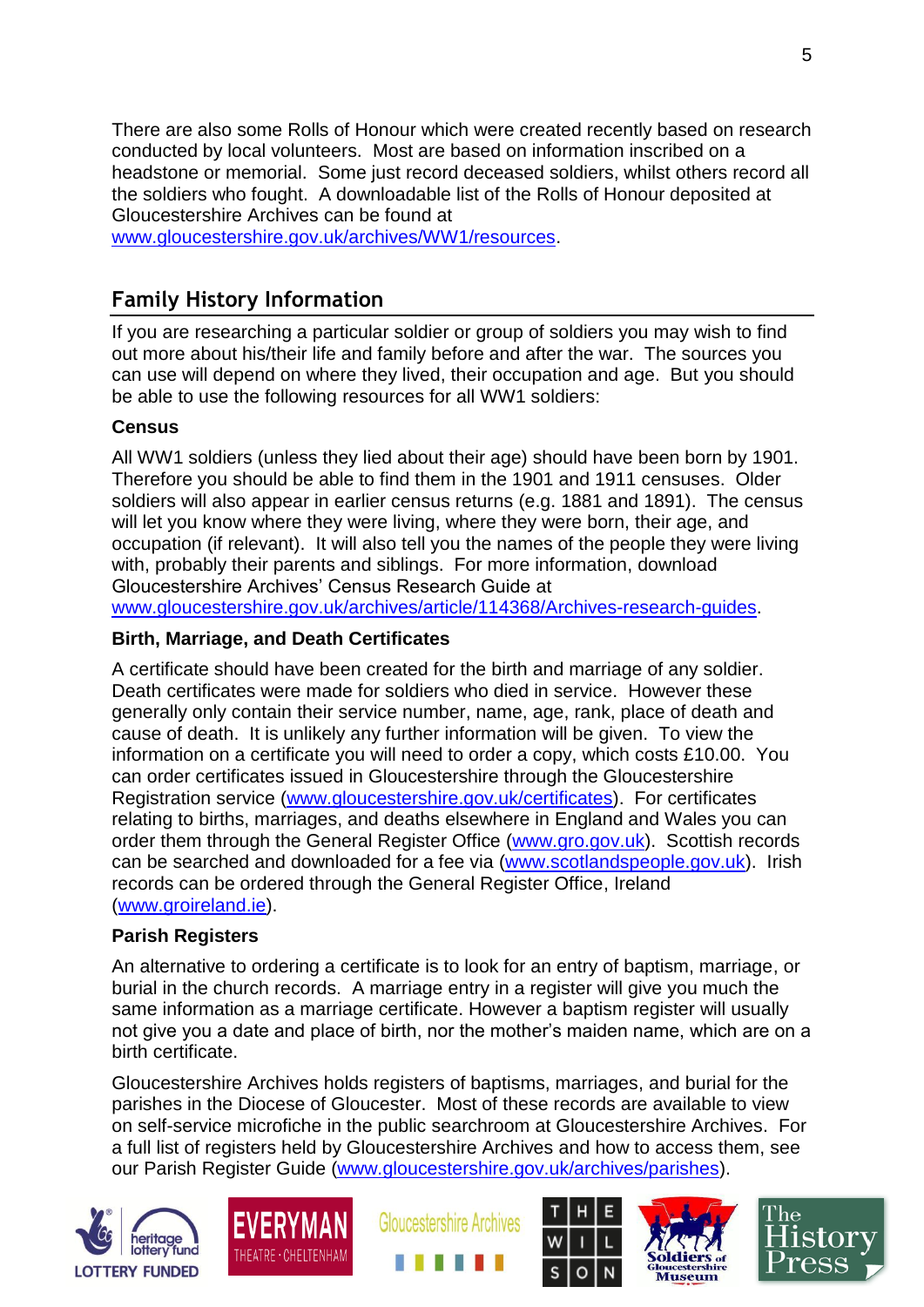There are also some Rolls of Honour which were created recently based on research conducted by local volunteers. Most are based on information inscribed on a headstone or memorial. Some just record deceased soldiers, whilst others record all the soldiers who fought. A downloadable list of the Rolls of Honour deposited at Gloucestershire Archives can be found at www.gloucestershire.gov.uk/archives/WW1/resources.

## Family History Information

If you are researching a particular soldier or group of soldiers you may wish to find out more about his/their life and family before and after the war. The sources you can use will depend on where they lived, their occupation and age. But you should be able to use the following resources for all WW1 soldiers:

### Census

All WW1 soldiers (unless they lied about their age) should have been born by 1901. Therefore you should be able to find them in the 1901 and 1911 censuses. Older soldiers will also appear in earlier census returns (e.g. 1881 and 1891). The census will let you know where they were living, where they were born, their age, and occupation (if relevant). It will also tell you the names of the people they were living with, probably their parents and siblings. For more information, download Gloucestershire Archives' Census Research Guide at www.gloucestershire.gov.uk/archives/article/114368/Archives-research-guides.

### Birth, Marriage, and Death Certificates

A certificate should have been created for the birth and marriage of any soldier. Death certificates were made for soldiers who died in service. However these generally only contain their service number, name, age, rank, place of death and cause of death. It is unlikely any further information will be given. To view the information on a certificate you will need to order a copy, which costs £10.00. You can order certificates issued in Gloucestershire through the Gloucestershire Registration service (www.gloucestershire.gov.uk/certificates). For certificates relating to births, marriages, and deaths elsewhere in England and Wales you can order them through the General Register Office (www.gro.gov.uk). Scottish records can be searched and downloaded for a fee via (www.scotlandspeople.gov.uk). Irish records can be ordered through the General Register Office, Ireland (www.groireland.ie).

### Parish Registers

An alternative to ordering a certificate is to look for an entry of baptism, marriage, or burial in the church records. A marriage entry in a register will give you much the same information as a marriage certificate. However a baptism register will usually not give you a date and place of birth, nor the mother's maiden name, which are on a birth certificate.

Gloucestershire Archives holds registers of baptisms, marriages, and burial for the parishes in the Diocese of Gloucester. Most of these records are available to view on self-service microfiche in the public searchroom at Gloucestershire Archives. For a full list of registers held by Gloucestershire Archives and how to access them, see our Parish Register Guide (www.gloucestershire.gov.uk/archives/parishes).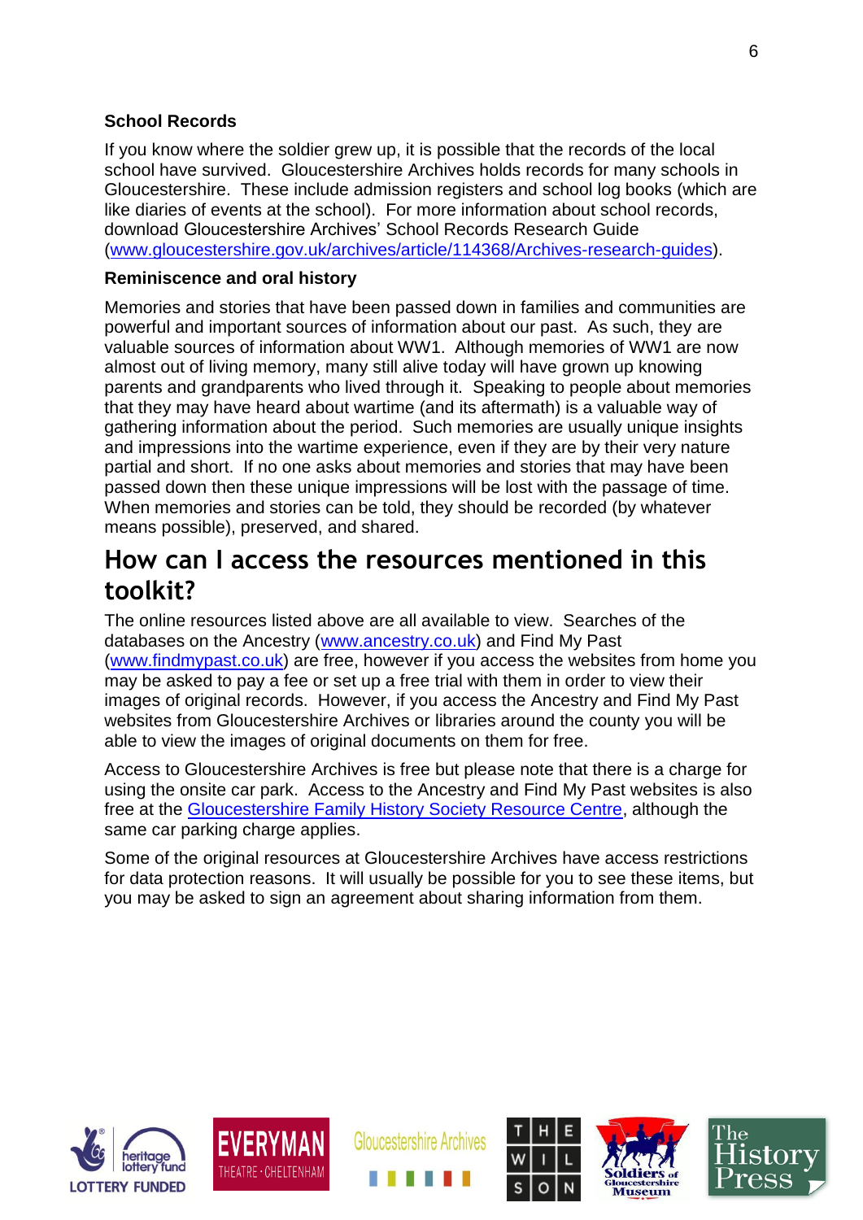### School Records

If you know where the soldier grew up, it is possible that the records of the local school have survived. Gloucestershire Archives holds records for many schools in Gloucestershire. These include admission registers and school log books (which are like diaries of events at the school). For more information about school records, download Gloucestershire Archives' School Records Research Guide (www.gloucestershire.gov.uk/archives/article/114368/Archives-research-guides).

### Reminiscence and oral history

Memories and stories that have been passed down in families and communities are powerful and important sources of information about our past. As such, they are valuable sources of information about WW1. Although memories of WW1 are now almost out of living memory, many still alive today will have grown up knowing parents and grandparents who lived through it. Speaking to people about memories that they may have heard about wartime (and its aftermath) is a valuable way of gathering information about the period. Such memories are usually unique insights and impressions into the wartime experience, even if they are by their very nature partial and short. If no one asks about memories and stories that may have been passed down then these unique impressions will be lost with the passage of time. When memories and stories can be told, they should be recorded (by whatever means possible), preserved, and shared.

## How can I access the resources mentioned in this toolkit?

The online resources listed above are all available to view. Searches of the databases on the Ancestry (www.ancestry.co.uk) and Find My Past (www.findmypast.co.uk) are free, however if you access the websites from home you may be asked to pay a fee or set up a free trial with them in order to view their images of original records. However, if you access the Ancestry and Find My Past websites from Gloucestershire Archives or libraries around the county you will be able to view the images of original documents on them for free.

Access to Gloucestershire Archives is free but please note that there is a charge for using the onsite car park. Access to the Ancestry and Find My Past websites is also free at the Gloucestershire Family History Society Resource Centre, although the same car parking charge applies.

Some of the original resources at Gloucestershire Archives have access restrictions for data protection reasons. It will usually be possible for you to see these items, but you may be asked to sign an agreement about sharing information from them.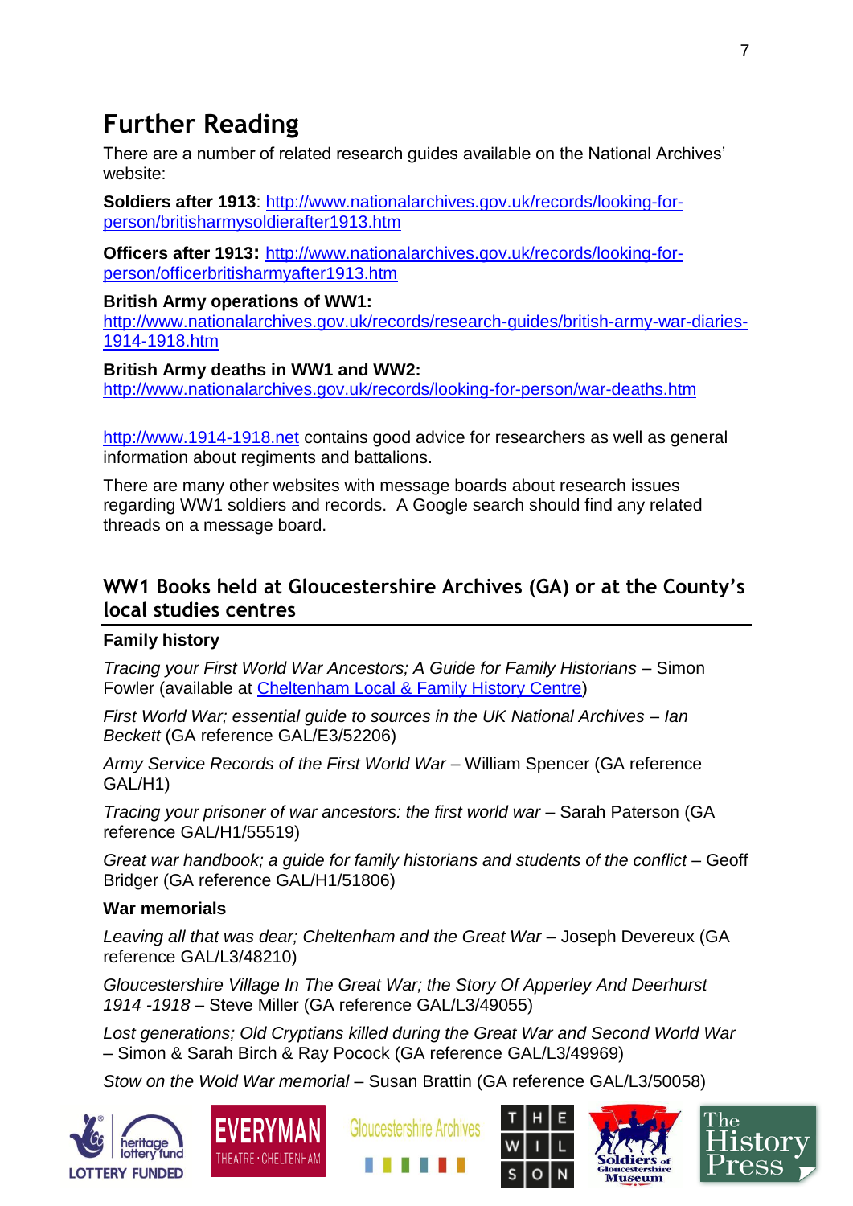# Further Reading

There are a number of related research guides available on the National Archives' website:

**Soldiers after 1913**: [http://www.nationalarchives.gov.uk/records/looking-for-person/britisharmysoldierafter1913.htm](http://www.nationalarchives.gov.uk/records/looking-for-person/britisharmysoldierafter1913.htm)

**Officers after 1913:** [http://www.nationalarchives.gov.uk/records/looking-for-person/officerbritisharmyafter1913.htm](http://www.nationalarchives.gov.uk/records/looking-for-person/officerbritisharmyafter1913.htm)

**British Army operations of WW1:**
[http://www.nationalarchives.gov.uk/records/research-guides/british-army-war-diaries-1914-1918.htm](http://www.nationalarchives.gov.uk/records/research-guides/british-army-war-diaries-1914-1918.htm)

**British Army deaths in WW1 and WW2:**
[http://www.nationalarchives.gov.uk/records/looking-for-person/war-deaths.htm](http://www.nationalarchives.gov.uk/records/looking-for-person/war-deaths.htm)

[http://www.1914-1918.net](http://www.1914-1918.net) contains good advice for researchers as well as general information about regiments and battalions.

There are many other websites with message boards about research issues regarding WW1 soldiers and records. A Google search should find any related threads on a message board.

## WW1 Books held at Gloucestershire Archives (GA) or at the County's local studies centres

### Family history

*Tracing your First World War Ancestors; A Guide for Family Historians* – Simon Fowler (available at Cheltenham Local & Family History Centre)

*First World War; essential guide to sources in the UK National Archives – Ian Beckett* (GA reference GAL/E3/52206)

*Army Service Records of the First World War* – William Spencer (GA reference GAL/H1)

*Tracing your prisoner of war ancestors: the first world war* – Sarah Paterson (GA reference GAL/H1/55519)

*Great war handbook; a guide for family historians and students of the conflict* – Geoff Bridger (GA reference GAL/H1/51806)

### War memorials

*Leaving all that was dear; Cheltenham and the Great War* – Joseph Devereux (GA reference GAL/L3/48210)

*Gloucestershire Village In The Great War; the Story Of Apperley And Deerhurst 1914 -1918* – Steve Miller (GA reference GAL/L3/49055)

*Lost generations; Old Cryptians killed during the Great War and Second World War* – Simon & Sarah Birch & Ray Pocock (GA reference GAL/L3/49969)

*Stow on the Wold War memorial* – Susan Brattin (GA reference GAL/L3/50058)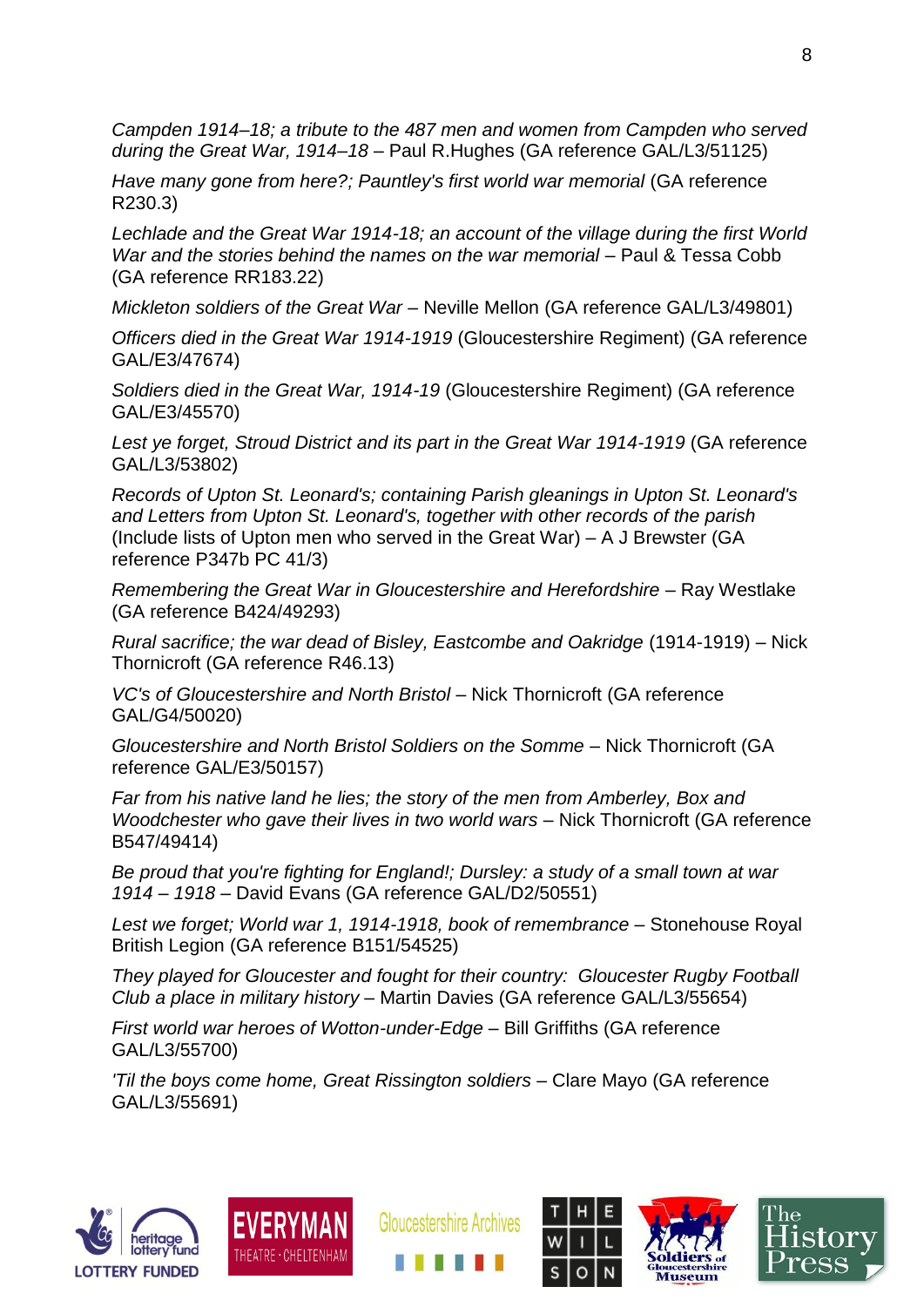*Campden 1914–18; a tribute to the 487 men and women from Campden who served during the Great War, 1914–18* – Paul R.Hughes (GA reference GAL/L3/51125)

*Have many gone from here?; Pauntley's first world war memorial* (GA reference R230.3)

*Lechlade and the Great War 1914-18; an account of the village during the first World War and the stories behind the names on the war memorial* – Paul & Tessa Cobb (GA reference RR183.22)

*Mickleton soldiers of the Great War* – Neville Mellon (GA reference GAL/L3/49801)

*Officers died in the Great War 1914-1919* (Gloucestershire Regiment) (GA reference GAL/E3/47674)

*Soldiers died in the Great War, 1914-19* (Gloucestershire Regiment) (GA reference GAL/E3/45570)

*Lest ye forget, Stroud District and its part in the Great War 1914-1919* (GA reference GAL/L3/53802)

*Records of Upton St. Leonard's; containing Parish gleanings in Upton St. Leonard's and Letters from Upton St. Leonard's, together with other records of the parish* (Include lists of Upton men who served in the Great War) – A J Brewster (GA reference P347b PC 41/3)

*Remembering the Great War in Gloucestershire and Herefordshire* – Ray Westlake (GA reference B424/49293)

*Rural sacrifice; the war dead of Bisley, Eastcombe and Oakridge* (1914-1919) – Nick Thornicroft (GA reference R46.13)

*VC's of Gloucestershire and North Bristol* – Nick Thornicroft (GA reference GAL/G4/50020)

*Gloucestershire and North Bristol Soldiers on the Somme* – Nick Thornicroft (GA reference GAL/E3/50157)

*Far from his native land he lies; the story of the men from Amberley, Box and Woodchester who gave their lives in two world wars* – Nick Thornicroft (GA reference B547/49414)

*Be proud that you're fighting for England!; Dursley: a study of a small town at war 1914 – 1918* – David Evans (GA reference GAL/D2/50551)

*Lest we forget; World war 1, 1914-1918, book of remembrance* – Stonehouse Royal British Legion (GA reference B151/54525)

*They played for Gloucester and fought for their country: Gloucester Rugby Football Club a place in military history* – Martin Davies (GA reference GAL/L3/55654)

*First world war heroes of Wotton-under-Edge* – Bill Griffiths (GA reference GAL/L3/55700)

*'Til the boys come home, Great Rissington soldiers* – Clare Mayo (GA reference GAL/L3/55691)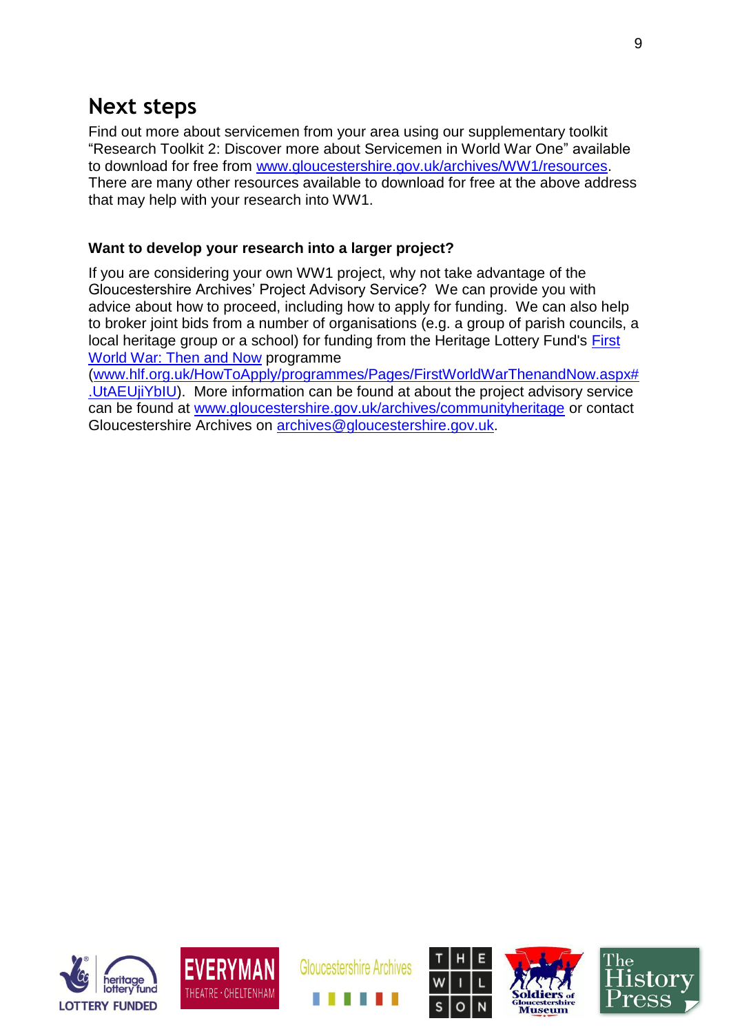## Next steps

Find out more about servicemen from your area using our supplementary toolkit "Research Toolkit 2: Discover more about Servicemen in World War One" available to download for free from www.gloucestershire.gov.uk/archives/WW1/resources. There are many other resources available to download for free at the above address that may help with your research into WW1.

**Want to develop your research into a larger project?**

If you are considering your own WW1 project, why not take advantage of the Gloucestershire Archives' Project Advisory Service? We can provide you with advice about how to proceed, including how to apply for funding. We can also help to broker joint bids from a number of organisations (e.g. a group of parish councils, a local heritage group or a school) for funding from the Heritage Lottery Fund's First World War: Then and Now programme (www.hlf.org.uk/HowToApply/programmes/Pages/FirstWorldWarThenandNow.aspx#.UtAEUjiYbIU). More information can be found at about the project advisory service can be found at www.gloucestershire.gov.uk/archives/communityheritage or contact Gloucestershire Archives on archives@gloucestershire.gov.uk.